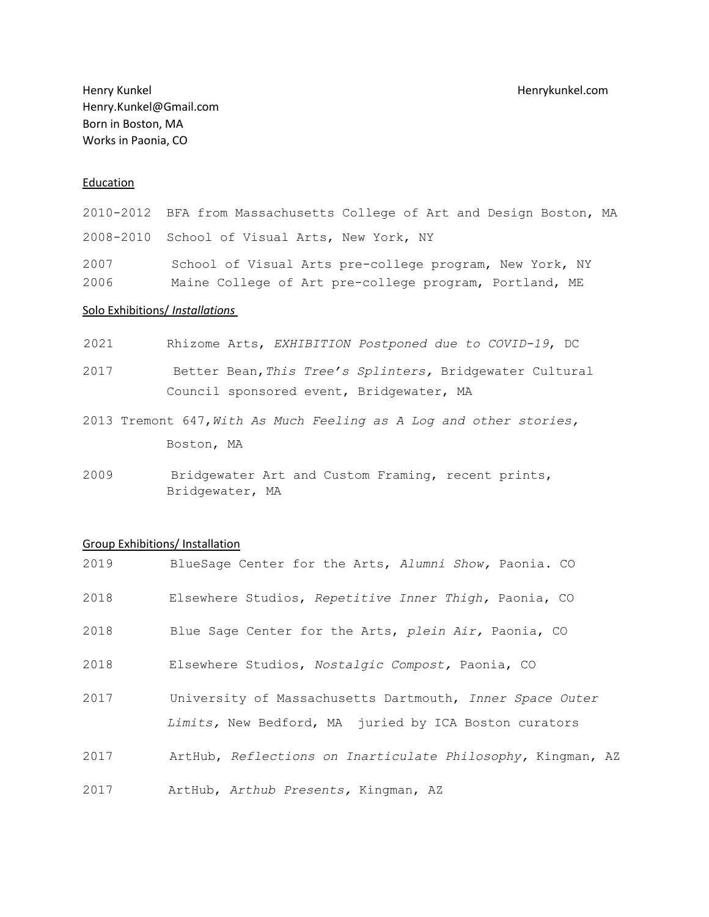Henry Kunkel
Henry.Kunkel@Gmail.com
Born in Boston, MA
Works in Paonia, CO

Henrykunkel.com

## Education

2010-2012 BFA from Massachusetts College of Art and Design Boston, MA

2008-2010 School of Visual Arts, New York, NY

2007 School of Visual Arts pre-college program, New York, NY

2006 Maine College of Art pre-college program, Portland, ME

## Solo Exhibitions/ *Installations*

2021 Rhizome Arts, *EXHIBITION Postponed due to COVID-19*, DC

2017 Better Bean, *This Tree's Splinters,* Bridgewater Cultural Council sponsored event, Bridgewater, MA

2013 Tremont 647, *With As Much Feeling as A Log and other stories,* Boston, MA

2009 Bridgewater Art and Custom Framing, recent prints, Bridgewater, MA

## Group Exhibitions/ Installation

2019 BlueSage Center for the Arts, *Alumni Show,* Paonia. CO

2018 Elsewhere Studios, *Repetitive Inner Thigh,* Paonia, CO

2018 Blue Sage Center for the Arts, *plein Air,* Paonia, CO

2018 Elsewhere Studios, *Nostalgic Compost,* Paonia, CO

2017 University of Massachusetts Dartmouth, *Inner Space Outer Limits,* New Bedford, MA juried by ICA Boston curators

2017 ArtHub, *Reflections on Inarticulate Philosophy,* Kingman, AZ

2017 ArtHub, *Arthub Presents,* Kingman, AZ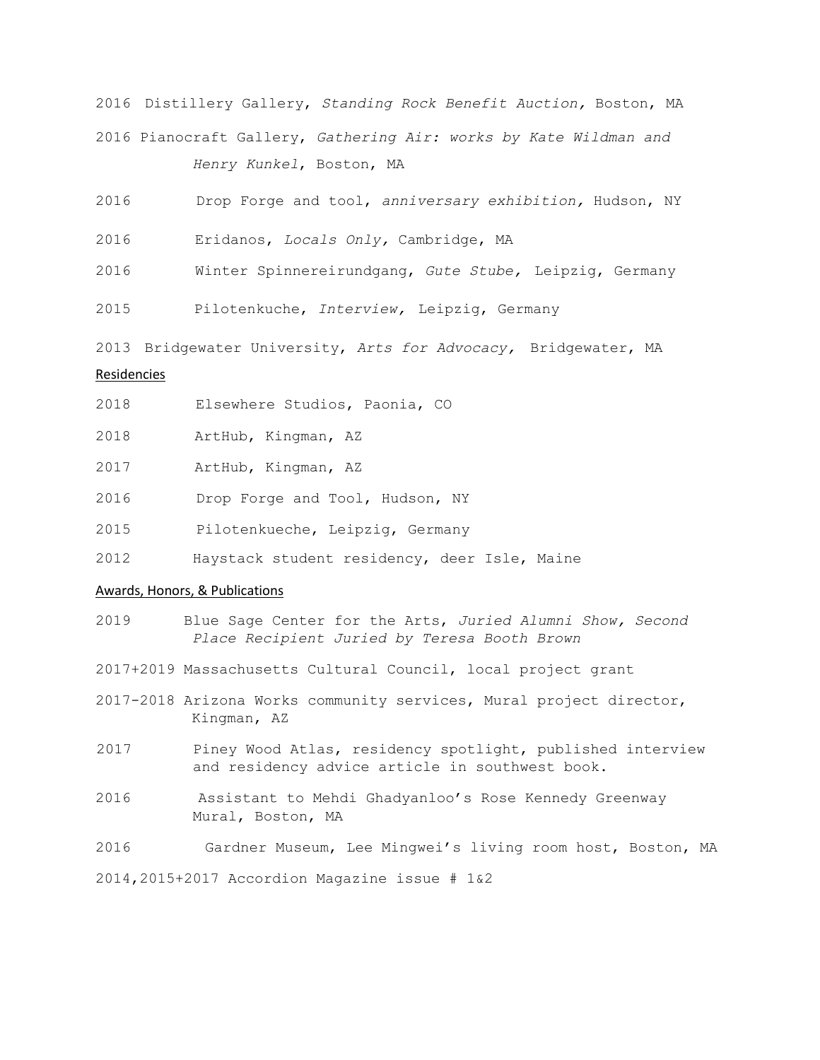2016 Distillery Gallery, *Standing Rock Benefit Auction,* Boston, MA

2016 Pianocraft Gallery, *Gathering Air: works by Kate Wildman and Henry Kunkel*, Boston, MA

2016 Drop Forge and tool, *anniversary exhibition,* Hudson, NY

2016 Eridanos, *Locals Only,* Cambridge, MA

2016 Winter Spinnereirundgang, *Gute Stube,* Leipzig, Germany

2015 Pilotenkuche, *Interview,* Leipzig, Germany

2013 Bridgewater University, *Arts for Advocacy,* Bridgewater, MA

## Residencies

2018 Elsewhere Studios, Paonia, CO

2018 ArtHub, Kingman, AZ

2017 ArtHub, Kingman, AZ

2016 Drop Forge and Tool, Hudson, NY

2015 Pilotenkueche, Leipzig, Germany

2012 Haystack student residency, deer Isle, Maine

## Awards, Honors, & Publications

2019 Blue Sage Center for the Arts, *Juried Alumni Show, Second Place Recipient Juried by Teresa Booth Brown*

2017+2019 Massachusetts Cultural Council, local project grant

2017-2018 Arizona Works community services, Mural project director, Kingman, AZ

2017 Piney Wood Atlas, residency spotlight, published interview and residency advice article in southwest book.

2016 Assistant to Mehdi Ghadyanloo's Rose Kennedy Greenway Mural, Boston, MA

2016 Gardner Museum, Lee Mingwei's living room host, Boston, MA

2014,2015+2017 Accordion Magazine issue # 1&2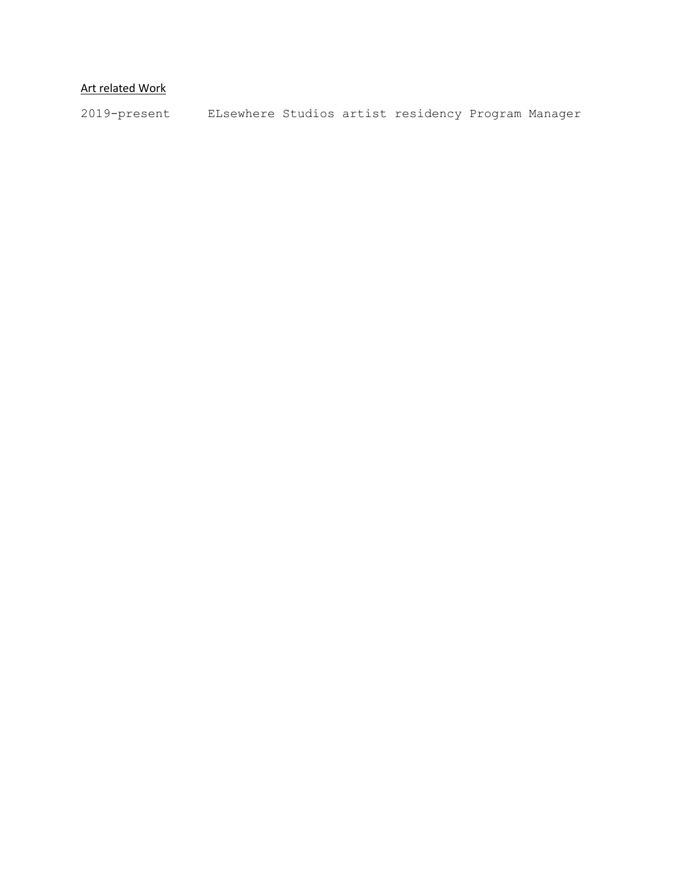Art related Work

2019-present ELsewhere Studios artist residency Program Manager